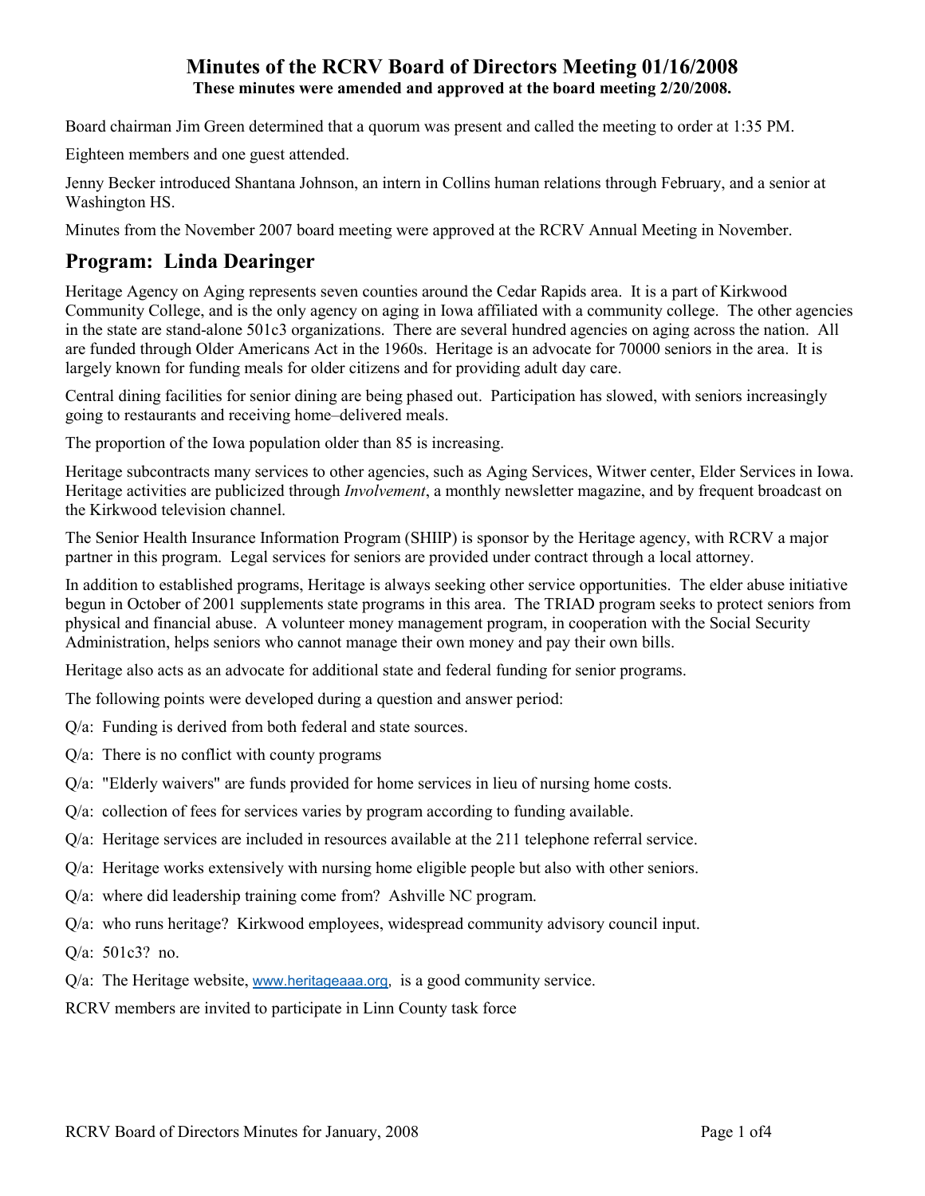# Minutes of the RCRV Board of Directors Meeting 01/16/2008

**These minutes were amended and approved at the board meeting 2/20/2008.**

Board chairman Jim Green determined that a quorum was present and called the meeting to order at 1:35 PM.

Eighteen members and one guest attended.

Jenny Becker introduced Shantana Johnson, an intern in Collins human relations through February, and a senior at Washington HS.

Minutes from the November 2007 board meeting were approved at the RCRV Annual Meeting in November.

## Program: Linda Dearinger

Heritage Agency on Aging represents seven counties around the Cedar Rapids area. It is a part of Kirkwood Community College, and is the only agency on aging in Iowa affiliated with a community college. The other agencies in the state are stand-alone 501c3 organizations. There are several hundred agencies on aging across the nation. All are funded through Older Americans Act in the 1960s. Heritage is an advocate for 70000 seniors in the area. It is largely known for funding meals for older citizens and for providing adult day care.

Central dining facilities for senior dining are being phased out. Participation has slowed, with seniors increasingly going to restaurants and receiving home–delivered meals.

The proportion of the Iowa population older than 85 is increasing.

Heritage subcontracts many services to other agencies, such as Aging Services, Witwer center, Elder Services in Iowa. Heritage activities are publicized through *Involvement*, a monthly newsletter magazine, and by frequent broadcast on the Kirkwood television channel.

The Senior Health Insurance Information Program (SHIIP) is sponsor by the Heritage agency, with RCRV a major partner in this program. Legal services for seniors are provided under contract through a local attorney.

In addition to established programs, Heritage is always seeking other service opportunities. The elder abuse initiative begun in October of 2001 supplements state programs in this area. The TRIAD program seeks to protect seniors from physical and financial abuse. A volunteer money management program, in cooperation with the Social Security Administration, helps seniors who cannot manage their own money and pay their own bills.

Heritage also acts as an advocate for additional state and federal funding for senior programs.

The following points were developed during a question and answer period:

Q/a: Funding is derived from both federal and state sources.

Q/a: There is no conflict with county programs

Q/a: "Elderly waivers" are funds provided for home services in lieu of nursing home costs.

Q/a: collection of fees for services varies by program according to funding available.

Q/a: Heritage services are included in resources available at the 211 telephone referral service.

Q/a: Heritage works extensively with nursing home eligible people but also with other seniors.

Q/a: where did leadership training come from? Ashville NC program.

Q/a: who runs heritage? Kirkwood employees, widespread community advisory council input.

Q/a: 501c3? no.

Q/a: The Heritage website, www.heritageaaa.org, is a good community service.

RCRV members are invited to participate in Linn County task force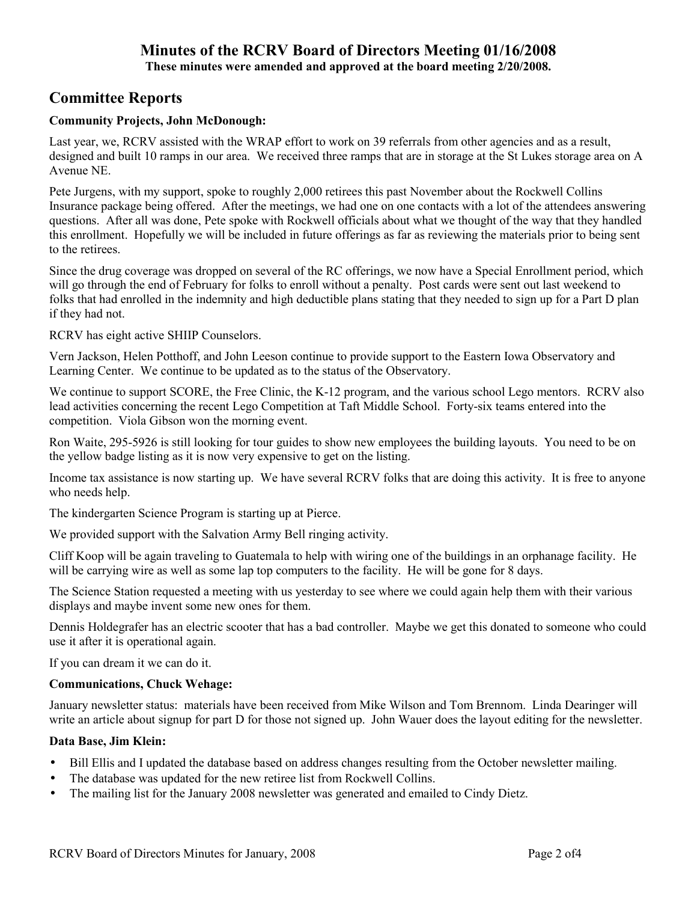# Minutes of the RCRV Board of Directors Meeting 01/16/2008

**These minutes were amended and approved at the board meeting 2/20/2008.**

## Committee Reports

**Community Projects, John McDonough:**

Last year, we, RCRV assisted with the WRAP effort to work on 39 referrals from other agencies and as a result, designed and built 10 ramps in our area. We received three ramps that are in storage at the St Lukes storage area on A Avenue NE.

Pete Jurgens, with my support, spoke to roughly 2,000 retirees this past November about the Rockwell Collins Insurance package being offered. After the meetings, we had one on one contacts with a lot of the attendees answering questions. After all was done, Pete spoke with Rockwell officials about what we thought of the way that they handled this enrollment. Hopefully we will be included in future offerings as far as reviewing the materials prior to being sent to the retirees.

Since the drug coverage was dropped on several of the RC offerings, we now have a Special Enrollment period, which will go through the end of February for folks to enroll without a penalty. Post cards were sent out last weekend to folks that had enrolled in the indemnity and high deductible plans stating that they needed to sign up for a Part D plan if they had not.

RCRV has eight active SHIIP Counselors.

Vern Jackson, Helen Potthoff, and John Leeson continue to provide support to the Eastern Iowa Observatory and Learning Center. We continue to be updated as to the status of the Observatory.

We continue to support SCORE, the Free Clinic, the K-12 program, and the various school Lego mentors. RCRV also lead activities concerning the recent Lego Competition at Taft Middle School. Forty-six teams entered into the competition. Viola Gibson won the morning event.

Ron Waite, 295-5926 is still looking for tour guides to show new employees the building layouts. You need to be on the yellow badge listing as it is now very expensive to get on the listing.

Income tax assistance is now starting up. We have several RCRV folks that are doing this activity. It is free to anyone who needs help.

The kindergarten Science Program is starting up at Pierce.

We provided support with the Salvation Army Bell ringing activity.

Cliff Koop will be again traveling to Guatemala to help with wiring one of the buildings in an orphanage facility. He will be carrying wire as well as some lap top computers to the facility. He will be gone for 8 days.

The Science Station requested a meeting with us yesterday to see where we could again help them with their various displays and maybe invent some new ones for them.

Dennis Holdegrafer has an electric scooter that has a bad controller. Maybe we get this donated to someone who could use it after it is operational again.

If you can dream it we can do it.

**Communications, Chuck Wehage:**

January newsletter status: materials have been received from Mike Wilson and Tom Brennom. Linda Dearinger will write an article about signup for part D for those not signed up. John Wauer does the layout editing for the newsletter.

**Data Base, Jim Klein:**

- Bill Ellis and I updated the database based on address changes resulting from the October newsletter mailing.
- The database was updated for the new retiree list from Rockwell Collins.
- The mailing list for the January 2008 newsletter was generated and emailed to Cindy Dietz.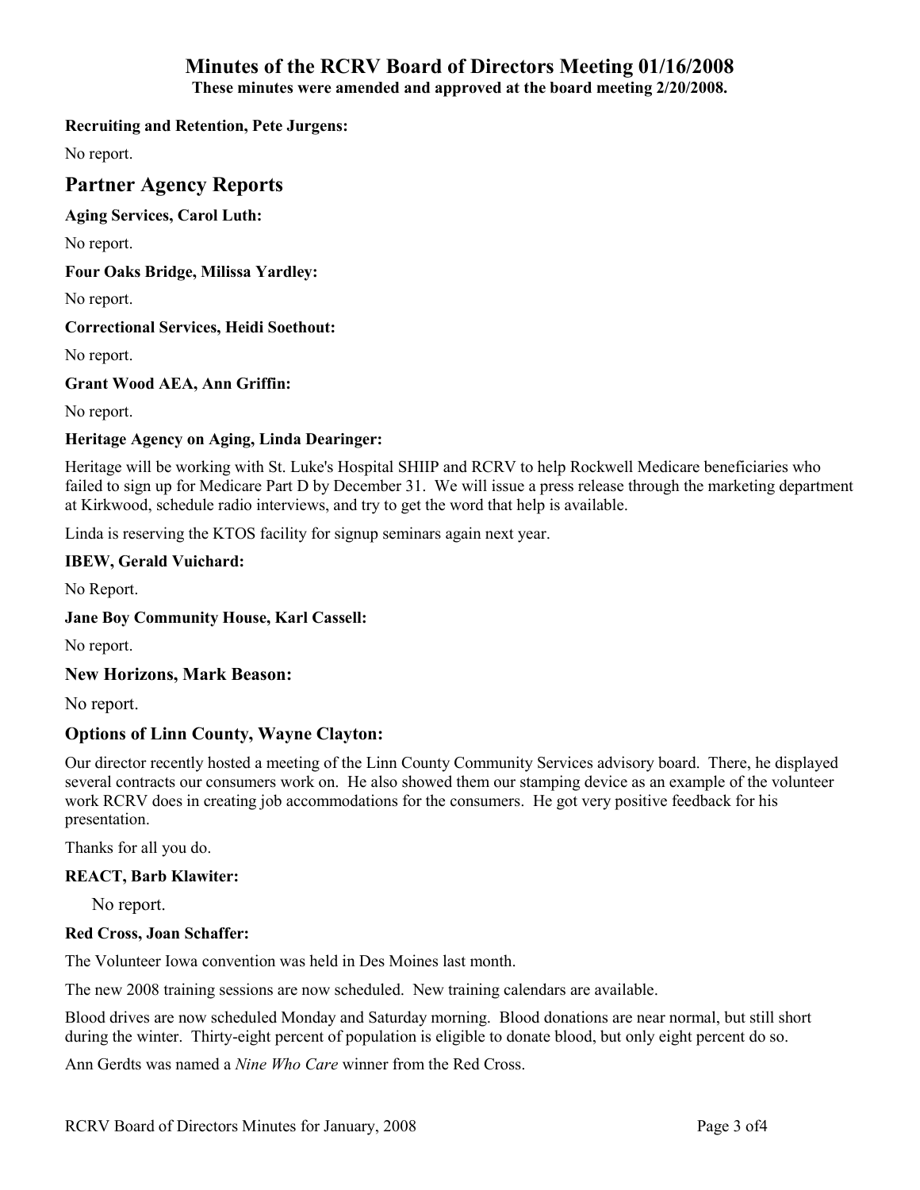# Minutes of the RCRV Board of Directors Meeting 01/16/2008

**These minutes were amended and approved at the board meeting 2/20/2008.**

**Recruiting and Retention, Pete Jurgens:**

No report.

## Partner Agency Reports

**Aging Services, Carol Luth:**

No report.

**Four Oaks Bridge, Milissa Yardley:**

No report.

**Correctional Services, Heidi Soethout:**

No report.

**Grant Wood AEA, Ann Griffin:**

No report.

**Heritage Agency on Aging, Linda Dearinger:**

Heritage will be working with St. Luke's Hospital SHIIP and RCRV to help Rockwell Medicare beneficiaries who failed to sign up for Medicare Part D by December 31. We will issue a press release through the marketing department at Kirkwood, schedule radio interviews, and try to get the word that help is available.

Linda is reserving the KTOS facility for signup seminars again next year.

**IBEW, Gerald Vuichard:**

No Report.

**Jane Boy Community House, Karl Cassell:**

No report.

**New Horizons, Mark Beason:**

No report.

**Options of Linn County, Wayne Clayton:**

Our director recently hosted a meeting of the Linn County Community Services advisory board. There, he displayed several contracts our consumers work on. He also showed them our stamping device as an example of the volunteer work RCRV does in creating job accommodations for the consumers. He got very positive feedback for his presentation.

Thanks for all you do.

**REACT, Barb Klawiter:**

No report.

**Red Cross, Joan Schaffer:**

The Volunteer Iowa convention was held in Des Moines last month.

The new 2008 training sessions are now scheduled. New training calendars are available.

Blood drives are now scheduled Monday and Saturday morning. Blood donations are near normal, but still short during the winter. Thirty-eight percent of population is eligible to donate blood, but only eight percent do so.

Ann Gerdts was named a *Nine Who Care* winner from the Red Cross.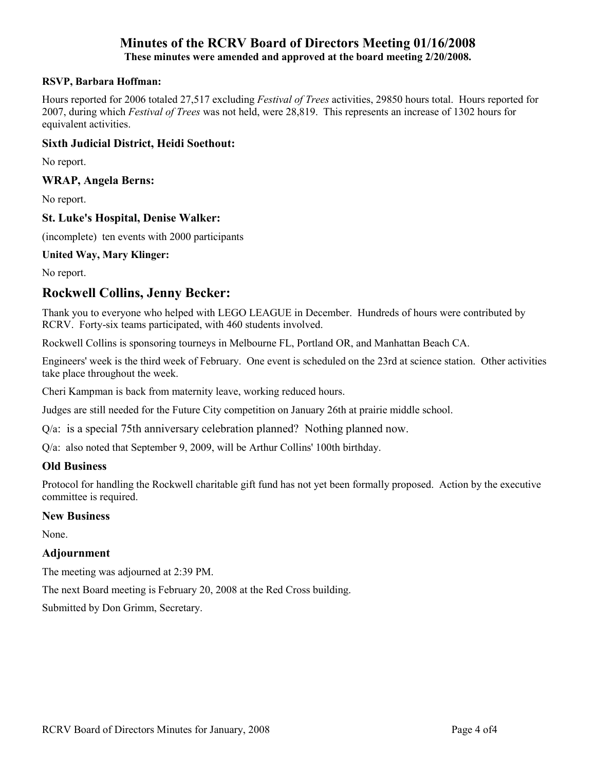# Minutes of the RCRV Board of Directors Meeting 01/16/2008

**These minutes were amended and approved at the board meeting 2/20/2008.**

#### RSVP, Barbara Hoffman:

Hours reported for 2006 totaled 27,517 excluding *Festival of Trees* activities, 29850 hours total. Hours reported for 2007, during which *Festival of Trees* was not held, were 28,819. This represents an increase of 1302 hours for equivalent activities.

### Sixth Judicial District, Heidi Soethout:

No report.

### WRAP, Angela Berns:

No report.

### St. Luke's Hospital, Denise Walker:

(incomplete) ten events with 2000 participants

#### United Way, Mary Klinger:

No report.

## Rockwell Collins, Jenny Becker:

Thank you to everyone who helped with LEGO LEAGUE in December. Hundreds of hours were contributed by RCRV. Forty-six teams participated, with 460 students involved.

Rockwell Collins is sponsoring tourneys in Melbourne FL, Portland OR, and Manhattan Beach CA.

Engineers' week is the third week of February. One event is scheduled on the 23rd at science station. Other activities take place throughout the week.

Cheri Kampman is back from maternity leave, working reduced hours.

Judges are still needed for the Future City competition on January 26th at prairie middle school.

Q/a: is a special 75th anniversary celebration planned? Nothing planned now.

Q/a: also noted that September 9, 2009, will be Arthur Collins' 100th birthday.

### Old Business

Protocol for handling the Rockwell charitable gift fund has not yet been formally proposed. Action by the executive committee is required.

### New Business

None.

### Adjournment

The meeting was adjourned at 2:39 PM.

The next Board meeting is February 20, 2008 at the Red Cross building.

Submitted by Don Grimm, Secretary.